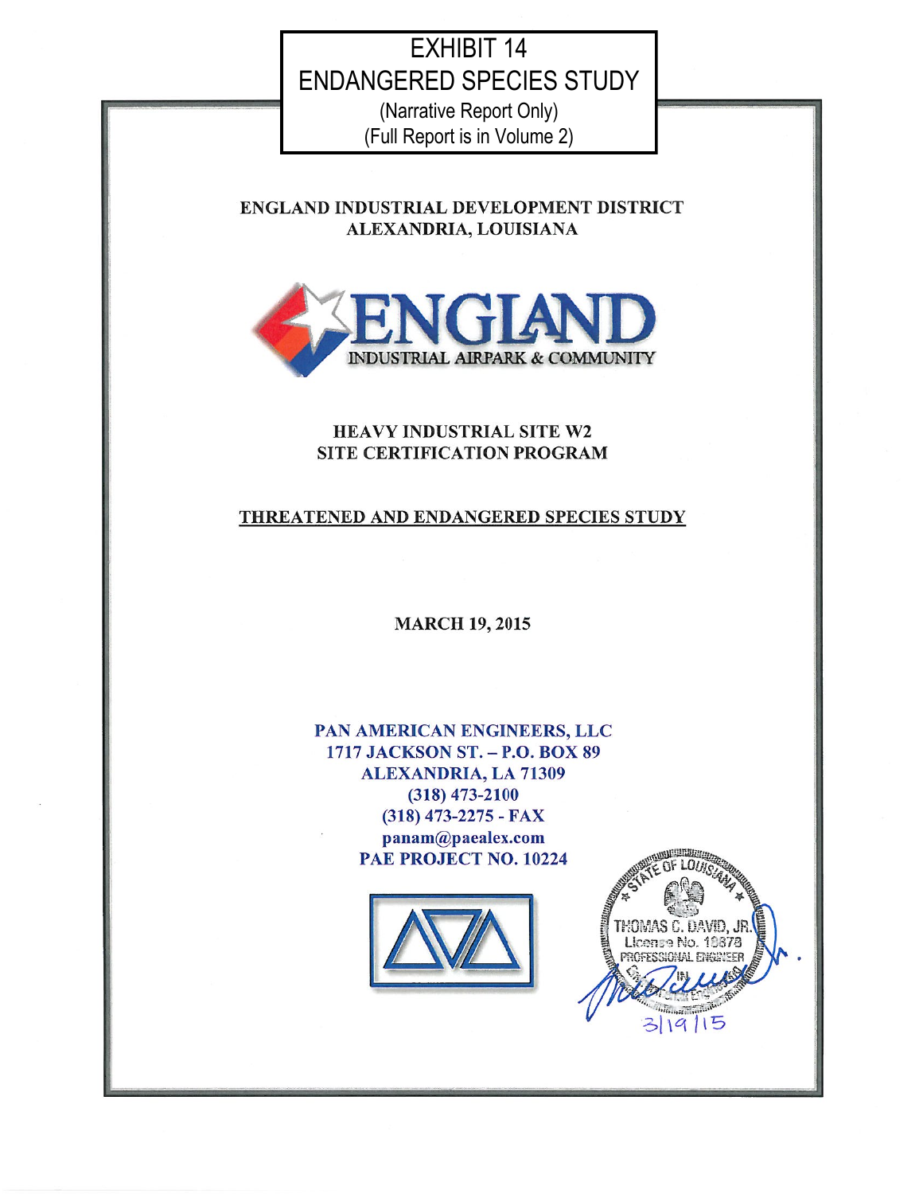# EXHIBIT 14
# ENDANGERED SPECIES STUDY

(Narrative Report Only)
(Full Report is in Volume 2)

**ENGLAND INDUSTRIAL DEVELOPMENT DISTRICT**
**ALEXANDRIA, LOUISIANA**

ENGLAND
INDUSTRIAL AIRPARK & COMMUNITY

**HEAVY INDUSTRIAL SITE W2**
**SITE CERTIFICATION PROGRAM**

**THREATENED AND ENDANGERED SPECIES STUDY**

**MARCH 19, 2015**

**PAN AMERICAN ENGINEERS, LLC**
**1717 JACKSON ST. – P.O. BOX 89**
**ALEXANDRIA, LA 71309**
**(318) 473-2100**
**(318) 473-2275 - FAX**
**panam@paealex.com**
**PAE PROJECT NO. 10224**

STATE OF LOUISIANA
THOMAS C. DAVID, JR.
License No. 19878
PROFESSIONAL ENGINEER
IN ENGINEERING

3/19/15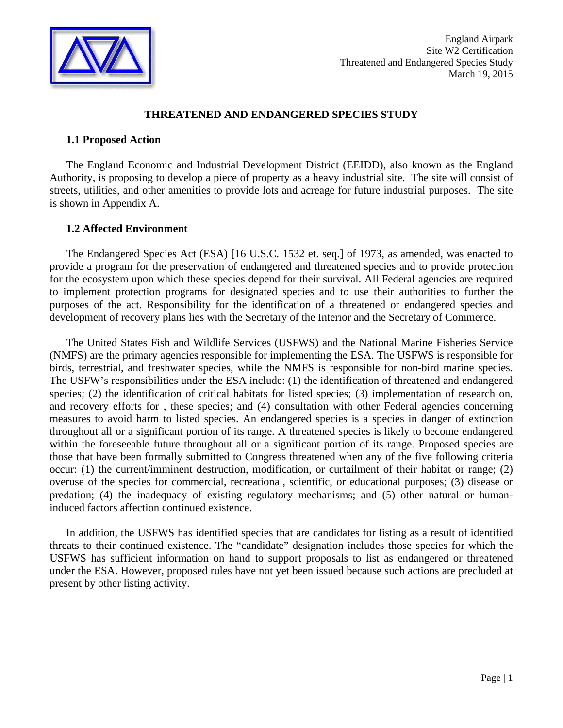# THREATENED AND ENDANGERED SPECIES STUDY

## 1.1 Proposed Action

The England Economic and Industrial Development District (EEIDD), also known as the England Authority, is proposing to develop a piece of property as a heavy industrial site. The site will consist of streets, utilities, and other amenities to provide lots and acreage for future industrial purposes. The site is shown in Appendix A.

## 1.2 Affected Environment

The Endangered Species Act (ESA) [16 U.S.C. 1532 et. seq.] of 1973, as amended, was enacted to provide a program for the preservation of endangered and threatened species and to provide protection for the ecosystem upon which these species depend for their survival. All Federal agencies are required to implement protection programs for designated species and to use their authorities to further the purposes of the act. Responsibility for the identification of a threatened or endangered species and development of recovery plans lies with the Secretary of the Interior and the Secretary of Commerce.

The United States Fish and Wildlife Services (USFWS) and the National Marine Fisheries Service (NMFS) are the primary agencies responsible for implementing the ESA. The USFWS is responsible for birds, terrestrial, and freshwater species, while the NMFS is responsible for non-bird marine species. The USFW's responsibilities under the ESA include: (1) the identification of threatened and endangered species; (2) the identification of critical habitats for listed species; (3) implementation of research on, and recovery efforts for , these species; and (4) consultation with other Federal agencies concerning measures to avoid harm to listed species. An endangered species is a species in danger of extinction throughout all or a significant portion of its range. A threatened species is likely to become endangered within the foreseeable future throughout all or a significant portion of its range. Proposed species are those that have been formally submitted to Congress threatened when any of the five following criteria occur: (1) the current/imminent destruction, modification, or curtailment of their habitat or range; (2) overuse of the species for commercial, recreational, scientific, or educational purposes; (3) disease or predation; (4) the inadequacy of existing regulatory mechanisms; and (5) other natural or human-induced factors affection continued existence.

In addition, the USFWS has identified species that are candidates for listing as a result of identified threats to their continued existence. The "candidate" designation includes those species for which the USFWS has sufficient information on hand to support proposals to list as endangered or threatened under the ESA. However, proposed rules have not yet been issued because such actions are precluded at present by other listing activity.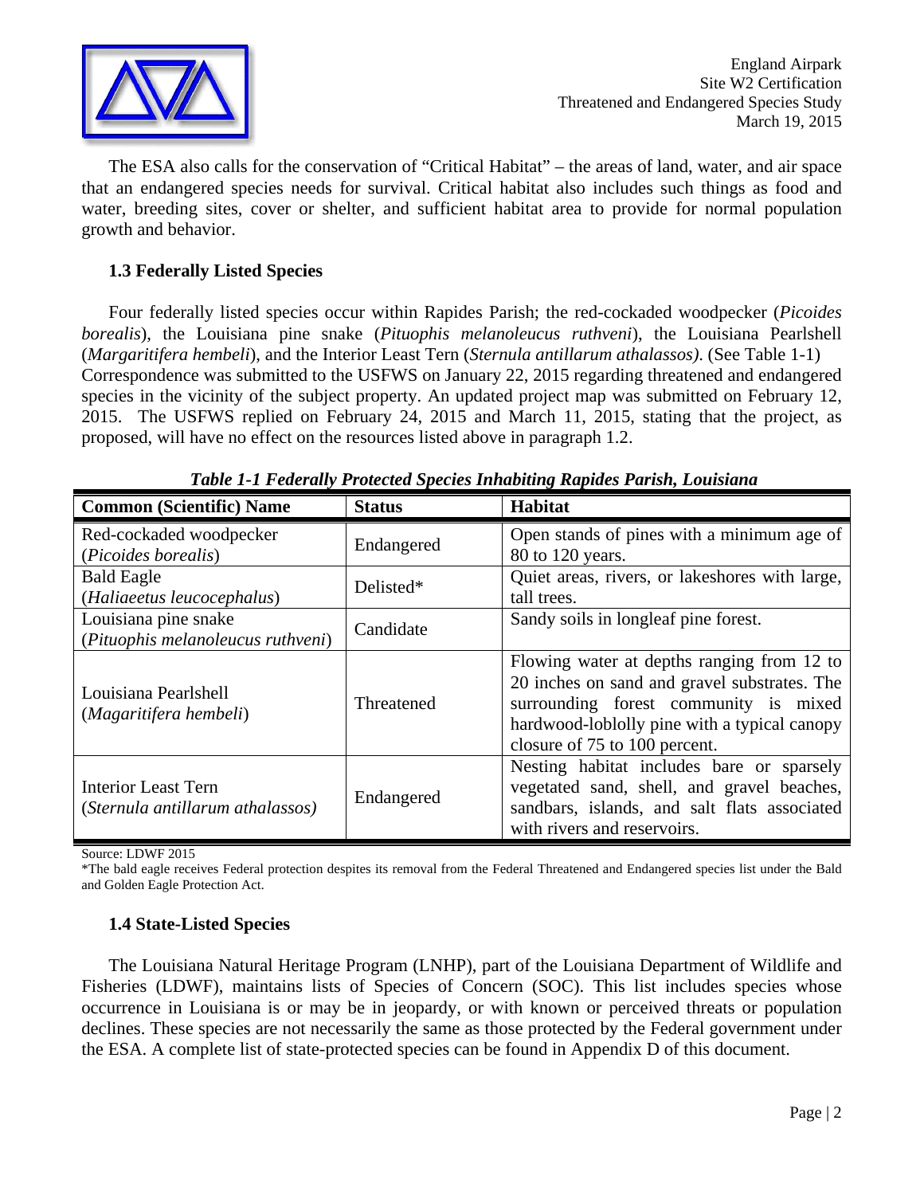The ESA also calls for the conservation of "Critical Habitat" – the areas of land, water, and air space that an endangered species needs for survival. Critical habitat also includes such things as food and water, breeding sites, cover or shelter, and sufficient habitat area to provide for normal population growth and behavior.

### 1.3 Federally Listed Species

Four federally listed species occur within Rapides Parish; the red-cockaded woodpecker (*Picoides borealis*), the Louisiana pine snake (*Pituophis melanoleucus ruthveni*), the Louisiana Pearlshell (*Margaritifera hembeli*), and the Interior Least Tern (*Sternula antillarum athalassos)*. (See Table 1-1) Correspondence was submitted to the USFWS on January 22, 2015 regarding threatened and endangered species in the vicinity of the subject property. An updated project map was submitted on February 12, 2015. The USFWS replied on February 24, 2015 and March 11, 2015, stating that the project, as proposed, will have no effect on the resources listed above in paragraph 1.2.

***Table 1-1 Federally Protected Species Inhabiting Rapides Parish, Louisiana***

| Common (Scientific) Name | Status | Habitat |
|---|---|---|
| Red-cockaded woodpecker (*Picoides borealis*) | Endangered | Open stands of pines with a minimum age of 80 to 120 years. |
| Bald Eagle (*Haliaeetus leucocephalus*) | Delisted* | Quiet areas, rivers, or lakeshores with large, tall trees. |
| Louisiana pine snake (*Pituophis melanoleucus ruthveni*) | Candidate | Sandy soils in longleaf pine forest. |
| Louisiana Pearlshell (*Magaritifera hembeli*) | Threatened | Flowing water at depths ranging from 12 to 20 inches on sand and gravel substrates. The surrounding forest community is mixed hardwood-loblolly pine with a typical canopy closure of 75 to 100 percent. |
| Interior Least Tern (*Sternula antillarum athalassos)* | Endangered | Nesting habitat includes bare or sparsely vegetated sand, shell, and gravel beaches, sandbars, islands, and salt flats associated with rivers and reservoirs. |

Source: LDWF 2015

*The bald eagle receives Federal protection despites its removal from the Federal Threatened and Endangered species list under the Bald and Golden Eagle Protection Act.

### 1.4 State-Listed Species

The Louisiana Natural Heritage Program (LNHP), part of the Louisiana Department of Wildlife and Fisheries (LDWF), maintains lists of Species of Concern (SOC). This list includes species whose occurrence in Louisiana is or may be in jeopardy, or with known or perceived threats or population declines. These species are not necessarily the same as those protected by the Federal government under the ESA. A complete list of state-protected species can be found in Appendix D of this document.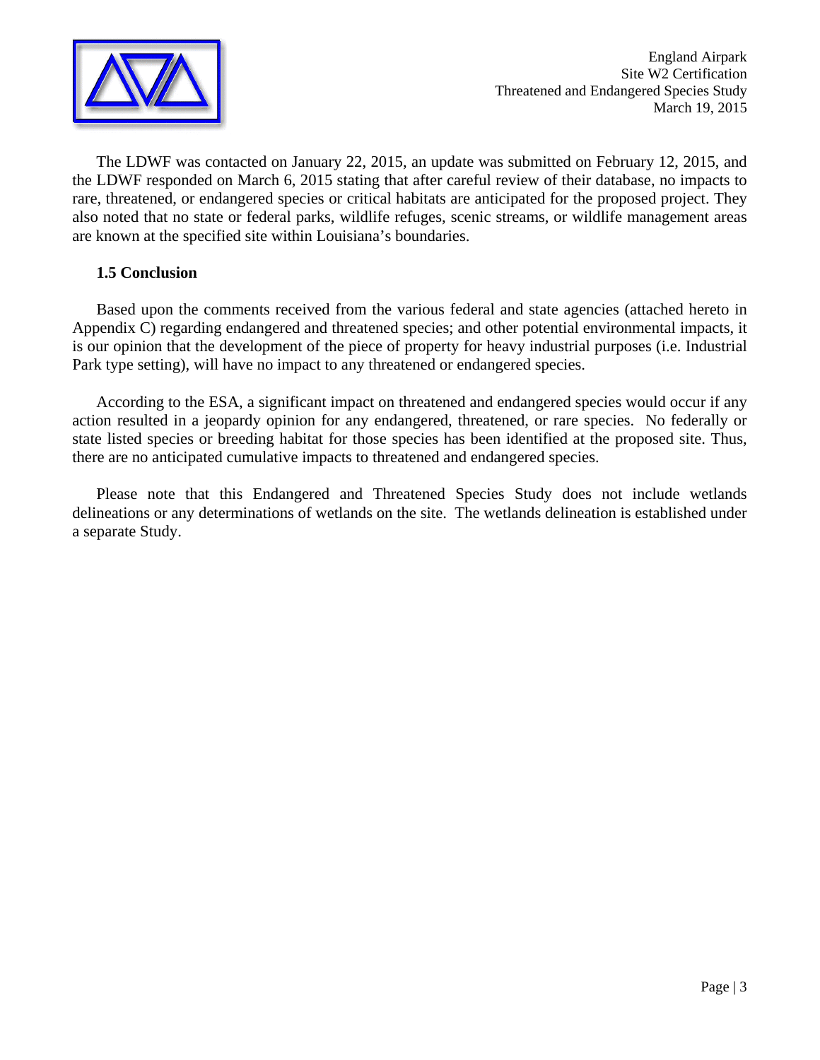The LDWF was contacted on January 22, 2015, an update was submitted on February 12, 2015, and the LDWF responded on March 6, 2015 stating that after careful review of their database, no impacts to rare, threatened, or endangered species or critical habitats are anticipated for the proposed project. They also noted that no state or federal parks, wildlife refuges, scenic streams, or wildlife management areas are known at the specified site within Louisiana's boundaries.

### 1.5 Conclusion

Based upon the comments received from the various federal and state agencies (attached hereto in Appendix C) regarding endangered and threatened species; and other potential environmental impacts, it is our opinion that the development of the piece of property for heavy industrial purposes (i.e. Industrial Park type setting), will have no impact to any threatened or endangered species.

According to the ESA, a significant impact on threatened and endangered species would occur if any action resulted in a jeopardy opinion for any endangered, threatened, or rare species. No federally or state listed species or breeding habitat for those species has been identified at the proposed site. Thus, there are no anticipated cumulative impacts to threatened and endangered species.

Please note that this Endangered and Threatened Species Study does not include wetlands delineations or any determinations of wetlands on the site. The wetlands delineation is established under a separate Study.